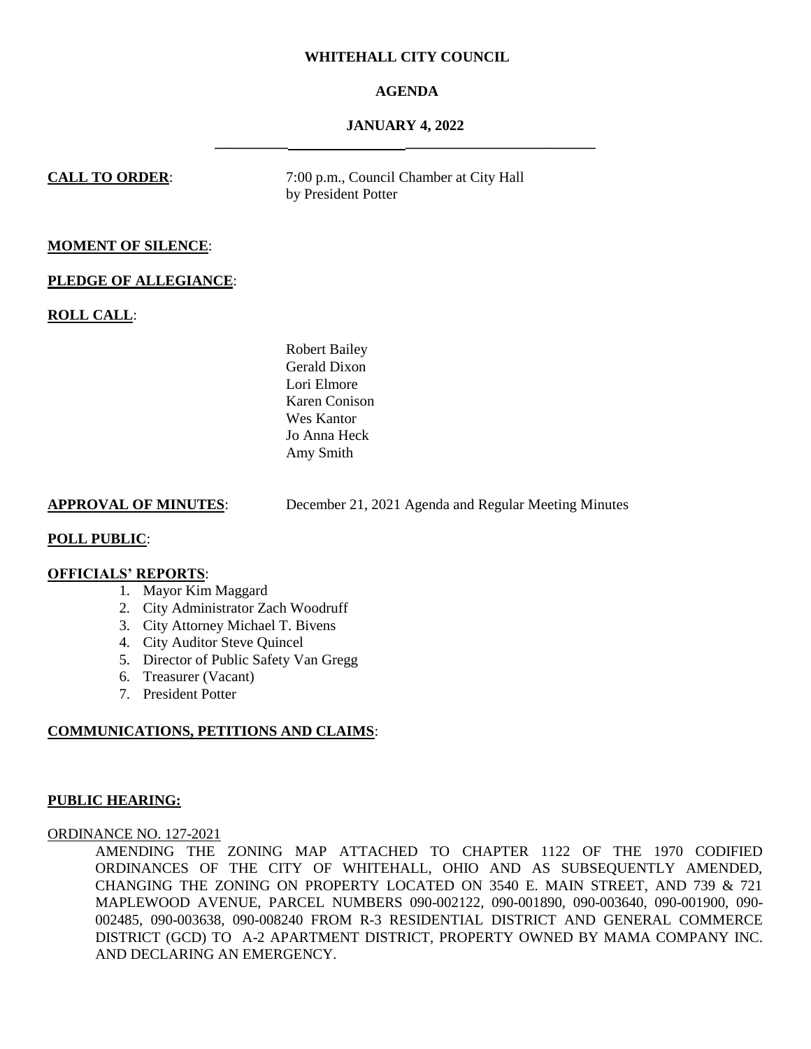**WHITEHALL CITY COUNCIL**

**AGENDA**

**JANUARY 4, 2022**

---

**CALL TO ORDER**: 7:00 p.m., Council Chamber at City Hall by President Potter

**MOMENT OF SILENCE**:

**PLEDGE OF ALLEGIANCE**:

**ROLL CALL**:

Robert Bailey
Gerald Dixon
Lori Elmore
Karen Conison
Wes Kantor
Jo Anna Heck
Amy Smith

**APPROVAL OF MINUTES**: December 21, 2021 Agenda and Regular Meeting Minutes

**POLL PUBLIC**:

**OFFICIALS' REPORTS**:

1. Mayor Kim Maggard
2. City Administrator Zach Woodruff
3. City Attorney Michael T. Bivens
4. City Auditor Steve Quincel
5. Director of Public Safety Van Gregg
6. Treasurer (Vacant)
7. President Potter

**COMMUNICATIONS, PETITIONS AND CLAIMS**:

**PUBLIC HEARING:**

ORDINANCE NO. 127-2021

AMENDING THE ZONING MAP ATTACHED TO CHAPTER 1122 OF THE 1970 CODIFIED ORDINANCES OF THE CITY OF WHITEHALL, OHIO AND AS SUBSEQUENTLY AMENDED, CHANGING THE ZONING ON PROPERTY LOCATED ON 3540 E. MAIN STREET, AND 739 & 721 MAPLEWOOD AVENUE, PARCEL NUMBERS 090-002122, 090-001890, 090-003640, 090-001900, 090-002485, 090-003638, 090-008240 FROM R-3 RESIDENTIAL DISTRICT AND GENERAL COMMERCE DISTRICT (GCD) TO A-2 APARTMENT DISTRICT, PROPERTY OWNED BY MAMA COMPANY INC. AND DECLARING AN EMERGENCY.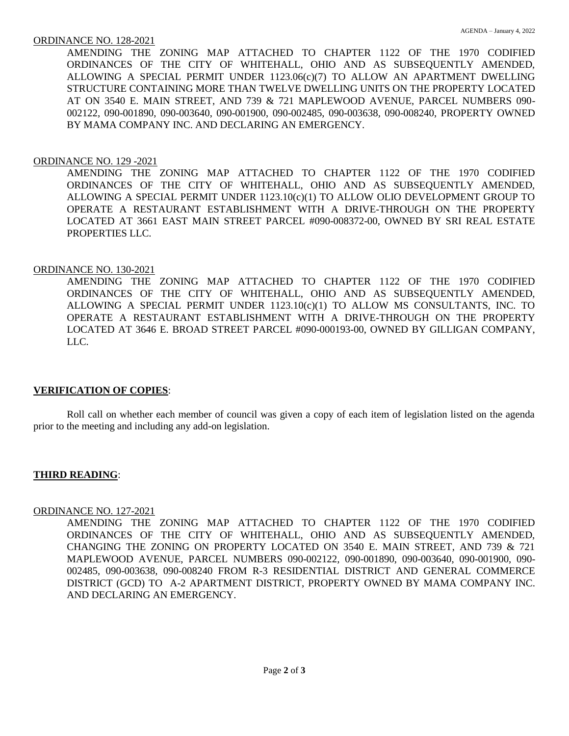ORDINANCE NO. 128-2021

AMENDING THE ZONING MAP ATTACHED TO CHAPTER 1122 OF THE 1970 CODIFIED ORDINANCES OF THE CITY OF WHITEHALL, OHIO AND AS SUBSEQUENTLY AMENDED, ALLOWING A SPECIAL PERMIT UNDER 1123.06(c)(7) TO ALLOW AN APARTMENT DWELLING STRUCTURE CONTAINING MORE THAN TWELVE DWELLING UNITS ON THE PROPERTY LOCATED AT ON 3540 E. MAIN STREET, AND 739 & 721 MAPLEWOOD AVENUE, PARCEL NUMBERS 090-002122, 090-001890, 090-003640, 090-001900, 090-002485, 090-003638, 090-008240, PROPERTY OWNED BY MAMA COMPANY INC. AND DECLARING AN EMERGENCY.

ORDINANCE NO. 129 -2021

AMENDING THE ZONING MAP ATTACHED TO CHAPTER 1122 OF THE 1970 CODIFIED ORDINANCES OF THE CITY OF WHITEHALL, OHIO AND AS SUBSEQUENTLY AMENDED, ALLOWING A SPECIAL PERMIT UNDER 1123.10(c)(1) TO ALLOW OLIO DEVELOPMENT GROUP TO OPERATE A RESTAURANT ESTABLISHMENT WITH A DRIVE-THROUGH ON THE PROPERTY LOCATED AT 3661 EAST MAIN STREET PARCEL #090-008372-00, OWNED BY SRI REAL ESTATE PROPERTIES LLC.

ORDINANCE NO. 130-2021

AMENDING THE ZONING MAP ATTACHED TO CHAPTER 1122 OF THE 1970 CODIFIED ORDINANCES OF THE CITY OF WHITEHALL, OHIO AND AS SUBSEQUENTLY AMENDED, ALLOWING A SPECIAL PERMIT UNDER 1123.10(c)(1) TO ALLOW MS CONSULTANTS, INC. TO OPERATE A RESTAURANT ESTABLISHMENT WITH A DRIVE-THROUGH ON THE PROPERTY LOCATED AT 3646 E. BROAD STREET PARCEL #090-000193-00, OWNED BY GILLIGAN COMPANY, LLC.

**VERIFICATION OF COPIES**:

Roll call on whether each member of council was given a copy of each item of legislation listed on the agenda prior to the meeting and including any add-on legislation.

**THIRD READING**:

ORDINANCE NO. 127-2021

AMENDING THE ZONING MAP ATTACHED TO CHAPTER 1122 OF THE 1970 CODIFIED ORDINANCES OF THE CITY OF WHITEHALL, OHIO AND AS SUBSEQUENTLY AMENDED, CHANGING THE ZONING ON PROPERTY LOCATED ON 3540 E. MAIN STREET, AND 739 & 721 MAPLEWOOD AVENUE, PARCEL NUMBERS 090-002122, 090-001890, 090-003640, 090-001900, 090-002485, 090-003638, 090-008240 FROM R-3 RESIDENTIAL DISTRICT AND GENERAL COMMERCE DISTRICT (GCD) TO A-2 APARTMENT DISTRICT, PROPERTY OWNED BY MAMA COMPANY INC. AND DECLARING AN EMERGENCY.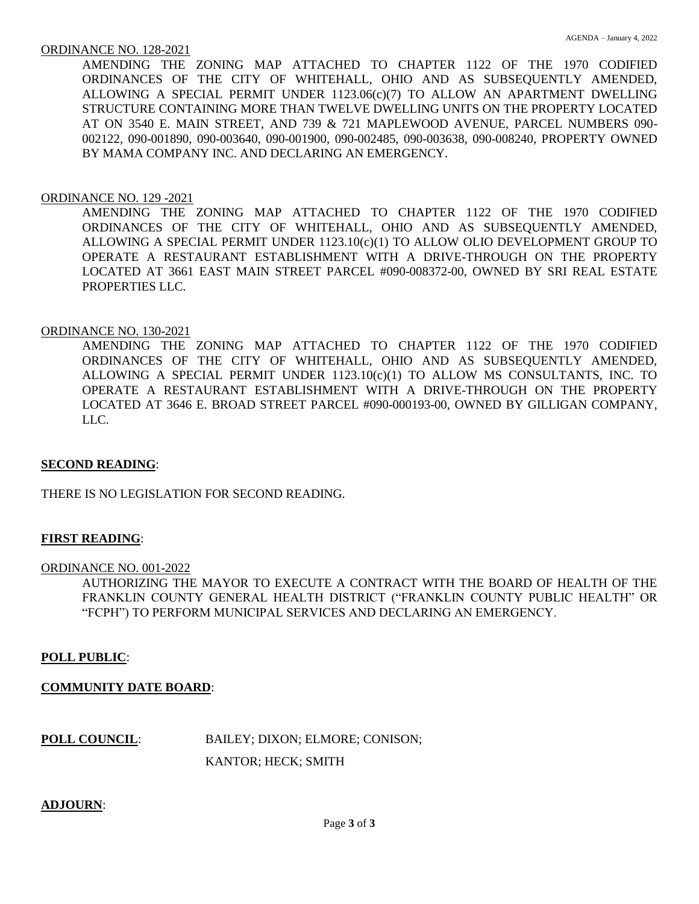ORDINANCE NO. 128-2021

AMENDING THE ZONING MAP ATTACHED TO CHAPTER 1122 OF THE 1970 CODIFIED ORDINANCES OF THE CITY OF WHITEHALL, OHIO AND AS SUBSEQUENTLY AMENDED, ALLOWING A SPECIAL PERMIT UNDER 1123.06(c)(7) TO ALLOW AN APARTMENT DWELLING STRUCTURE CONTAINING MORE THAN TWELVE DWELLING UNITS ON THE PROPERTY LOCATED AT ON 3540 E. MAIN STREET, AND 739 & 721 MAPLEWOOD AVENUE, PARCEL NUMBERS 090-002122, 090-001890, 090-003640, 090-001900, 090-002485, 090-003638, 090-008240, PROPERTY OWNED BY MAMA COMPANY INC. AND DECLARING AN EMERGENCY.

ORDINANCE NO. 129 -2021

AMENDING THE ZONING MAP ATTACHED TO CHAPTER 1122 OF THE 1970 CODIFIED ORDINANCES OF THE CITY OF WHITEHALL, OHIO AND AS SUBSEQUENTLY AMENDED, ALLOWING A SPECIAL PERMIT UNDER 1123.10(c)(1) TO ALLOW OLIO DEVELOPMENT GROUP TO OPERATE A RESTAURANT ESTABLISHMENT WITH A DRIVE-THROUGH ON THE PROPERTY LOCATED AT 3661 EAST MAIN STREET PARCEL #090-008372-00, OWNED BY SRI REAL ESTATE PROPERTIES LLC.

ORDINANCE NO. 130-2021

AMENDING THE ZONING MAP ATTACHED TO CHAPTER 1122 OF THE 1970 CODIFIED ORDINANCES OF THE CITY OF WHITEHALL, OHIO AND AS SUBSEQUENTLY AMENDED, ALLOWING A SPECIAL PERMIT UNDER 1123.10(c)(1) TO ALLOW MS CONSULTANTS, INC. TO OPERATE A RESTAURANT ESTABLISHMENT WITH A DRIVE-THROUGH ON THE PROPERTY LOCATED AT 3646 E. BROAD STREET PARCEL #090-000193-00, OWNED BY GILLIGAN COMPANY, LLC.

**SECOND READING**:

THERE IS NO LEGISLATION FOR SECOND READING.

**FIRST READING**:

ORDINANCE NO. 001-2022

AUTHORIZING THE MAYOR TO EXECUTE A CONTRACT WITH THE BOARD OF HEALTH OF THE FRANKLIN COUNTY GENERAL HEALTH DISTRICT ("FRANKLIN COUNTY PUBLIC HEALTH" OR "FCPH") TO PERFORM MUNICIPAL SERVICES AND DECLARING AN EMERGENCY.

**POLL PUBLIC**:

**COMMUNITY DATE BOARD**:

**POLL COUNCIL**: BAILEY; DIXON; ELMORE; CONISON; KANTOR; HECK; SMITH

**ADJOURN**: